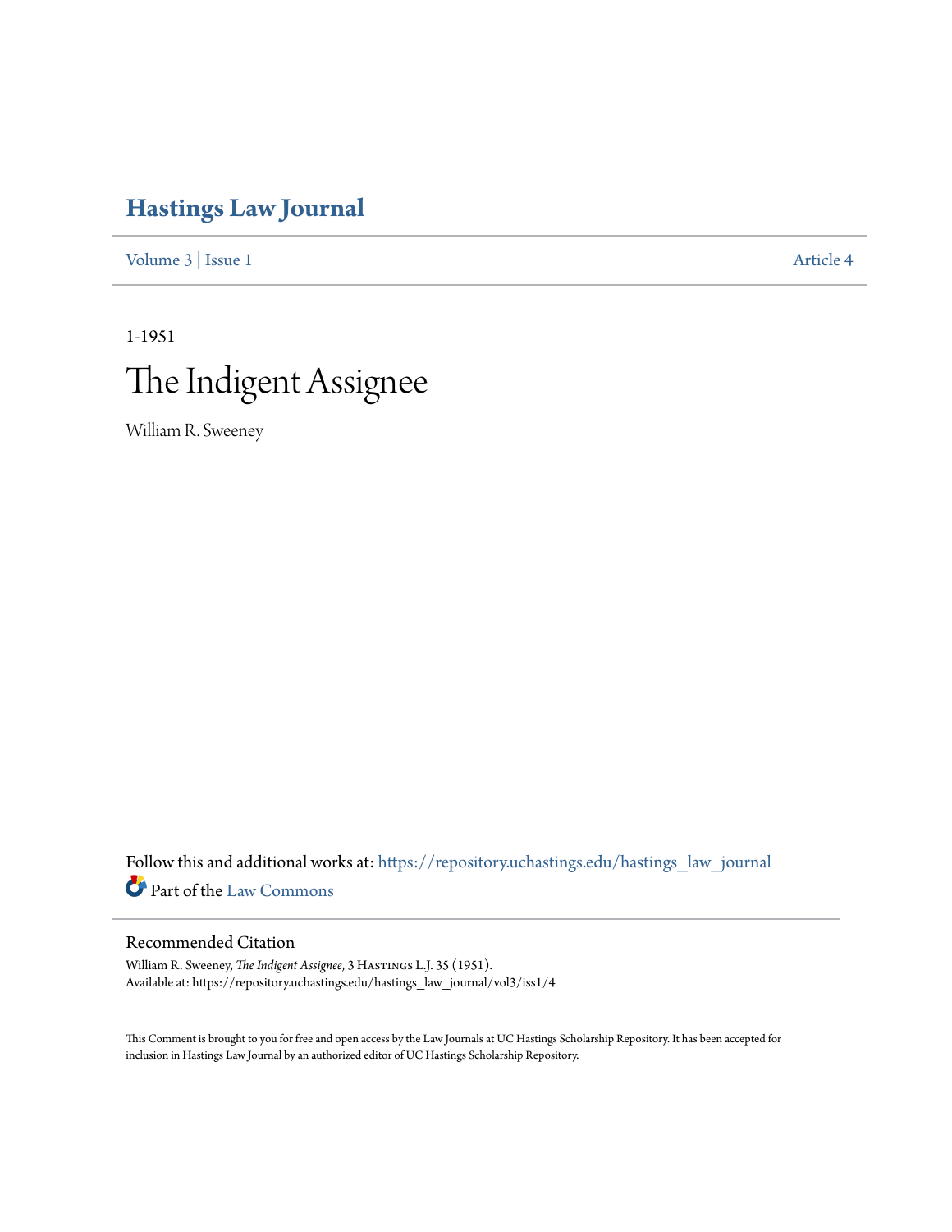# Hastings Law Journal

Volume 3 | Issue 1 Article 4

1-1951

# The Indigent Assignee

William R. Sweeney

Follow this and additional works at: https://repository.uchastings.edu/hastings_law_journal

Part of the Law Commons

## Recommended Citation

William R. Sweeney, *The Indigent Assignee*, 3 Hastings L.J. 35 (1951).
Available at: https://repository.uchastings.edu/hastings_law_journal/vol3/iss1/4

This Comment is brought to you for free and open access by the Law Journals at UC Hastings Scholarship Repository. It has been accepted for inclusion in Hastings Law Journal by an authorized editor of UC Hastings Scholarship Repository.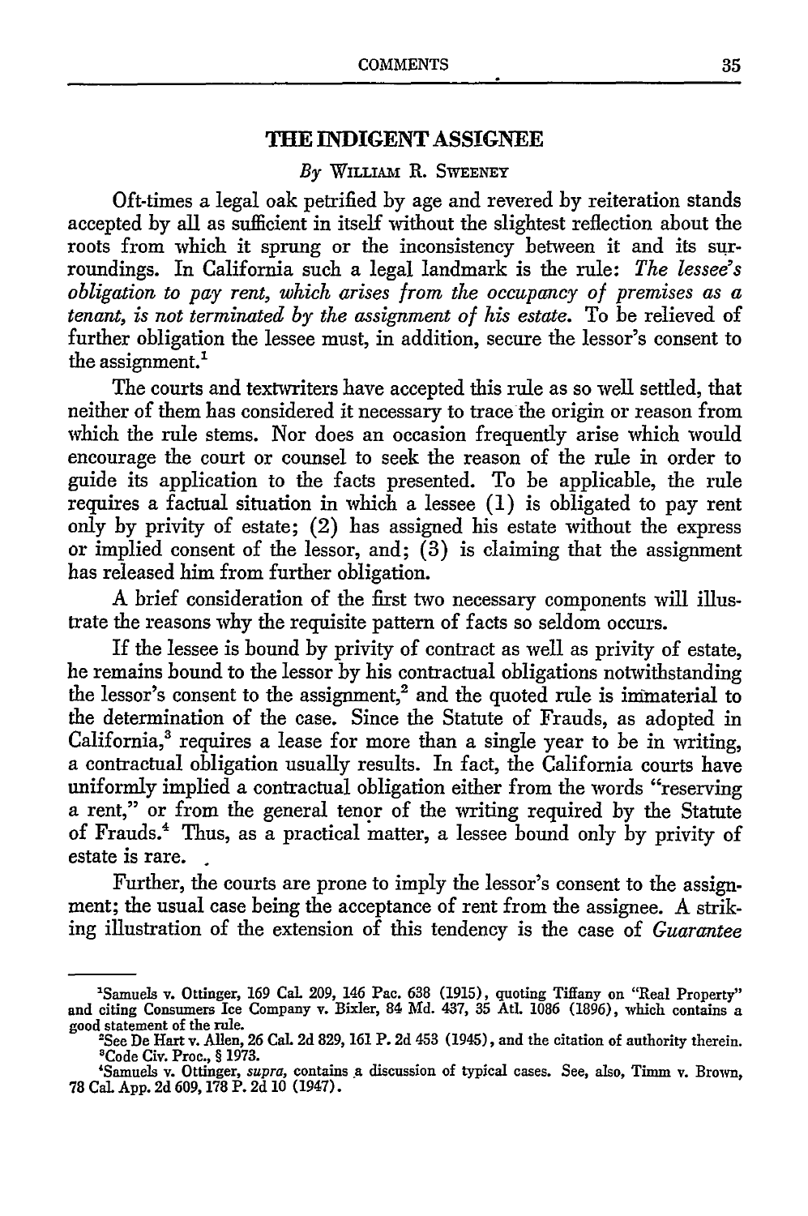## THE INDIGENT ASSIGNEE

*By* William R. Sweeney

Oft-times a legal oak petrified by age and revered by reiteration stands accepted by all as sufficient in itself without the slightest reflection about the roots from which it sprung or the inconsistency between it and its surroundings. In California such a legal landmark is the rule: *The lessee's obligation to pay rent, which arises from the occupancy of premises as a tenant, is not terminated by the assignment of his estate.* To be relieved of further obligation the lessee must, in addition, secure the lessor's consent to the assignment.[1]

The courts and textwriters have accepted this rule as so well settled, that neither of them has considered it necessary to trace the origin or reason from which the rule stems. Nor does an occasion frequently arise which would encourage the court or counsel to seek the reason of the rule in order to guide its application to the facts presented. To be applicable, the rule requires a factual situation in which a lessee (1) is obligated to pay rent only by privity of estate; (2) has assigned his estate without the express or implied consent of the lessor, and; (3) is claiming that the assignment has released him from further obligation.

A brief consideration of the first two necessary components will illustrate the reasons why the requisite pattern of facts so seldom occurs.

If the lessee is bound by privity of contract as well as privity of estate, he remains bound to the lessor by his contractual obligations notwithstanding the lessor's consent to the assignment,[2] and the quoted rule is immaterial to the determination of the case. Since the Statute of Frauds, as adopted in California,[3] requires a lease for more than a single year to be in writing, a contractual obligation usually results. In fact, the California courts have uniformly implied a contractual obligation either from the words "reserving a rent," or from the general tenor of the writing required by the Statute of Frauds.[4] Thus, as a practical matter, a lessee bound only by privity of estate is rare.

Further, the courts are prone to imply the lessor's consent to the assignment; the usual case being the acceptance of rent from the assignee. A striking illustration of the extension of this tendency is the case of *Guarantee*

---

[1] Samuels v. Ottinger, 169 Cal. 209, 146 Pac. 638 (1915), quoting Tiffany on "Real Property" and citing Consumers Ice Company v. Bixler, 84 Md. 437, 35 Atl. 1086 (1896), which contains a good statement of the rule.

[2] See De Hart v. Allen, 26 Cal. 2d 829, 161 P. 2d 453 (1945), and the citation of authority therein.

[3] Code Civ. Proc., § 1973.

[4] Samuels v. Ottinger, *supra*, contains a discussion of typical cases. See, also, Timm v. Brown, 78 Cal. App. 2d 609, 178 P. 2d 10 (1947).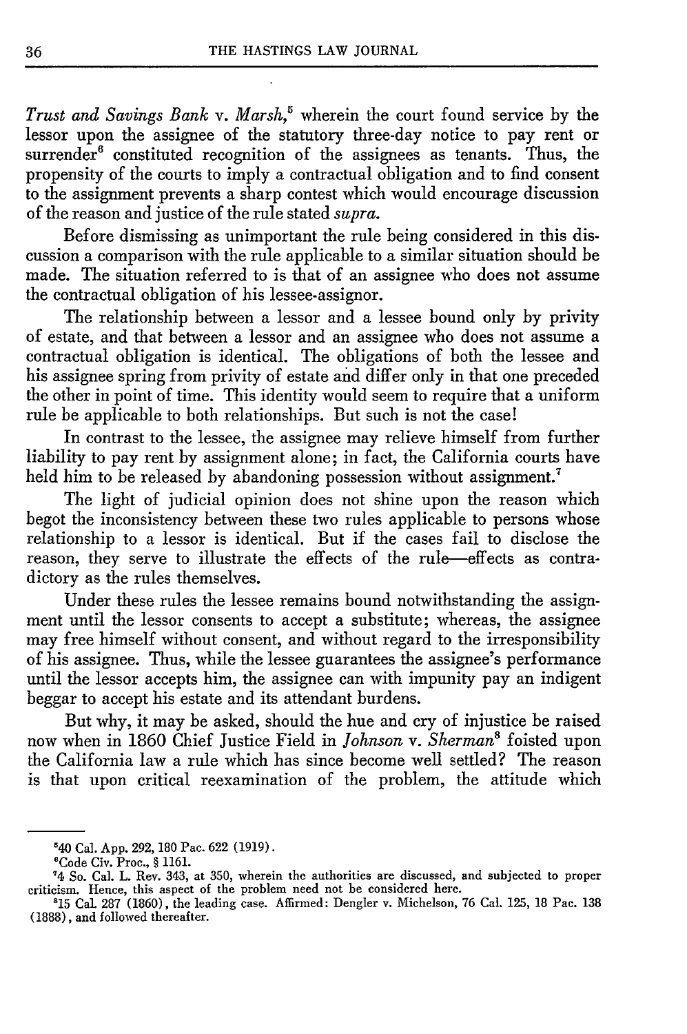*Trust and Savings Bank* v. *Marsh*,[5] wherein the court found service by the lessor upon the assignee of the statutory three-day notice to pay rent or surrender[6] constituted recognition of the assignees as tenants. Thus, the propensity of the courts to imply a contractual obligation and to find consent to the assignment prevents a sharp contest which would encourage discussion of the reason and justice of the rule stated *supra*.

Before dismissing as unimportant the rule being considered in this discussion a comparison with the rule applicable to a similar situation should be made. The situation referred to is that of an assignee who does not assume the contractual obligation of his lessee-assignor.

The relationship between a lessor and a lessee bound only by privity of estate, and that between a lessor and an assignee who does not assume a contractual obligation is identical. The obligations of both the lessee and his assignee spring from privity of estate and differ only in that one preceded the other in point of time. This identity would seem to require that a uniform rule be applicable to both relationships. But such is not the case!

In contrast to the lessee, the assignee may relieve himself from further liability to pay rent by assignment alone; in fact, the California courts have held him to be released by abandoning possession without assignment.[7]

The light of judicial opinion does not shine upon the reason which begot the inconsistency between these two rules applicable to persons whose relationship to a lessor is identical. But if the cases fail to disclose the reason, they serve to illustrate the effects of the rule—effects as contradictory as the rules themselves.

Under these rules the lessee remains bound notwithstanding the assignment until the lessor consents to accept a substitute; whereas, the assignee may free himself without consent, and without regard to the irresponsibility of his assignee. Thus, while the lessee guarantees the assignee's performance until the lessor accepts him, the assignee can with impunity pay an indigent beggar to accept his estate and its attendant burdens.

But why, it may be asked, should the hue and cry of injustice be raised now when in 1860 Chief Justice Field in *Johnson* v. *Sherman*[8] foisted upon the California law a rule which has since become well settled? The reason is that upon critical reexamination of the problem, the attitude which

---

[5] 40 Cal. App. 292, 180 Pac. 622 (1919).

[6] Code Civ. Proc., § 1161.

[7] 4 So. Cal. L. Rev. 343, at 350, wherein the authorities are discussed, and subjected to proper criticism. Hence, this aspect of the problem need not be considered here.

[8] 15 Cal. 287 (1860), the leading case. Affirmed: Dengler v. Michelson, 76 Cal. 125, 18 Pac. 138 (1888), and followed thereafter.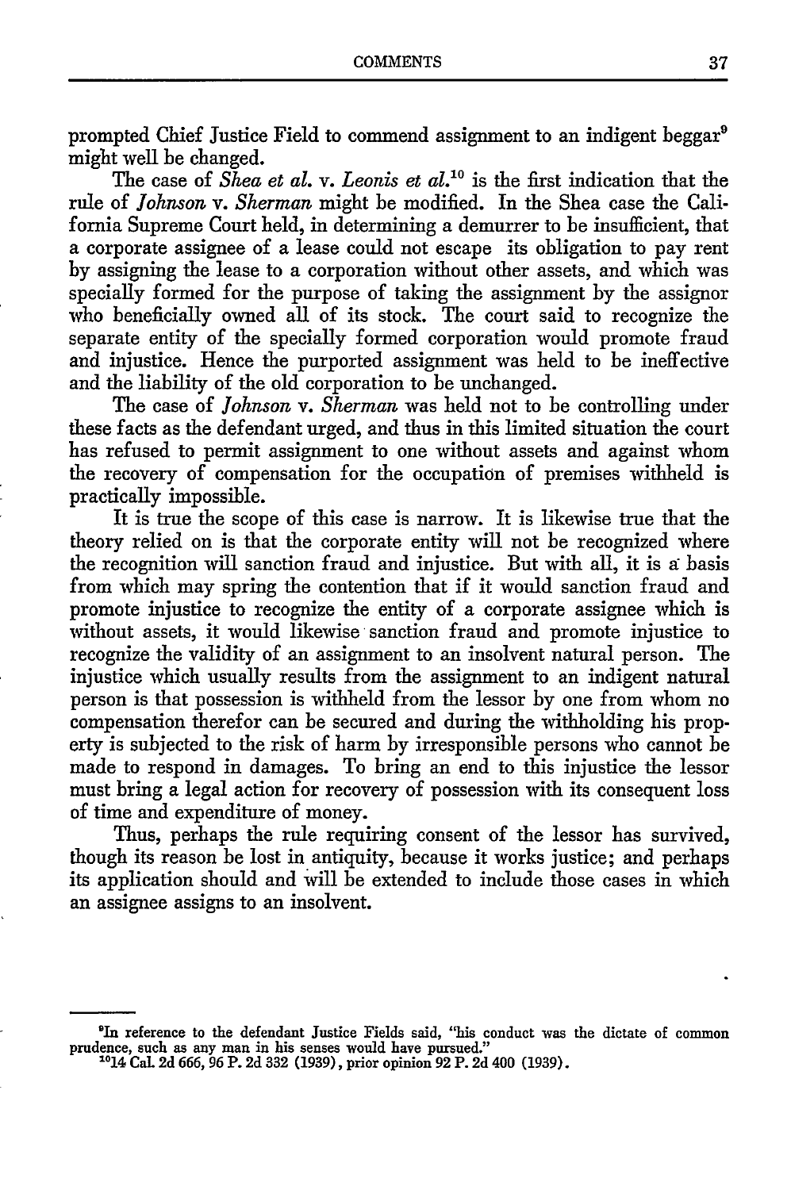prompted Chief Justice Field to commend assignment to an indigent beggar[9] might well be changed.

The case of *Shea et al.* v. *Leonis et al.*[10] is the first indication that the rule of *Johnson* v. *Sherman* might be modified. In the Shea case the California Supreme Court held, in determining a demurrer to be insufficient, that a corporate assignee of a lease could not escape its obligation to pay rent by assigning the lease to a corporation without other assets, and which was specially formed for the purpose of taking the assignment by the assignor who beneficially owned all of its stock. The court said to recognize the separate entity of the specially formed corporation would promote fraud and injustice. Hence the purported assignment was held to be ineffective and the liability of the old corporation to be unchanged.

The case of *Johnson* v. *Sherman* was held not to be controlling under these facts as the defendant urged, and thus in this limited situation the court has refused to permit assignment to one without assets and against whom the recovery of compensation for the occupation of premises withheld is practically impossible.

It is true the scope of this case is narrow. It is likewise true that the theory relied on is that the corporate entity will not be recognized where the recognition will sanction fraud and injustice. But with all, it is a basis from which may spring the contention that if it would sanction fraud and promote injustice to recognize the entity of a corporate assignee which is without assets, it would likewise sanction fraud and promote injustice to recognize the validity of an assignment to an insolvent natural person. The injustice which usually results from the assignment to an indigent natural person is that possession is withheld from the lessor by one from whom no compensation therefor can be secured and during the withholding his property is subjected to the risk of harm by irresponsible persons who cannot be made to respond in damages. To bring an end to this injustice the lessor must bring a legal action for recovery of possession with its consequent loss of time and expenditure of money.

Thus, perhaps the rule requiring consent of the lessor has survived, though its reason be lost in antiquity, because it works justice; and perhaps its application should and will be extended to include those cases in which an assignee assigns to an insolvent.

---

[9] In reference to the defendant Justice Fields said, "his conduct was the dictate of common prudence, such as any man in his senses would have pursued."

[10] 14 Cal. 2d 666, 96 P. 2d 332 (1939), prior opinion 92 P. 2d 400 (1939).